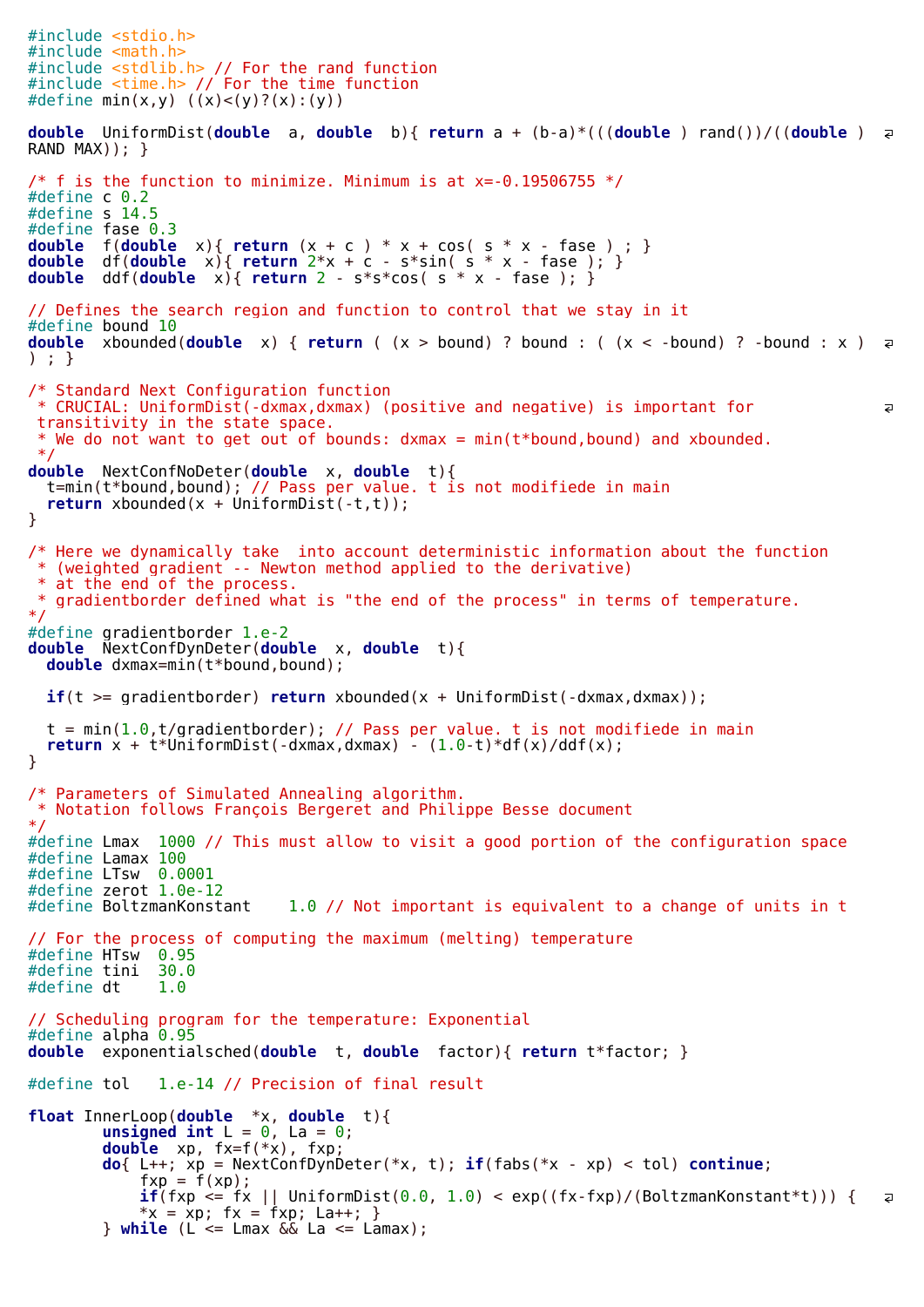```c
#include <stdio.h>
#include <math.h>
#include <stdlib.h> // For the rand function
#include <time.h> // For the time function
#define min(x,y) ((x)<(y)?(x):(y))

double  UniformDist(double  a, double  b){ return a + (b-a)*(((double ) rand())/((double ) RAND_MAX)); }

/* f is the function to minimize. Minimum is at x=-0.19506755 */
#define c 0.2
#define s 14.5
#define fase 0.3
double  f(double  x){ return (x + c ) * x + cos( s * x - fase ) ; }
double  df(double  x){ return 2*x + c - s*sin( s * x - fase ); }
double  ddf(double  x){ return 2 - s*s*cos( s * x - fase ); }

// Defines the search region and function to control that we stay in it
#define bound 10
double  xbounded(double  x) { return ( (x > bound) ? bound : ( (x < -bound) ? -bound : x ) ) ; }

/* Standard Next Configuration function
 * CRUCIAL: UniformDist(-dxmax,dxmax) (positive and negative) is important for transitivity in the state space.
 * We do not want to get out of bounds: dxmax = min(t*bound,bound) and xbounded.
 */
double  NextConfNoDeter(double  x, double  t){
  t=min(t*bound,bound); // Pass per value. t is not modifiede in main
  return xbounded(x + UniformDist(-t,t));
}

/* Here we dynamically take  into account deterministic information about the function
 * (weighted gradient -- Newton method applied to the derivative)
 * at the end of the process.
 * gradientborder defined what is "the end of the process" in terms of temperature.
*/
#define gradientborder 1.e-2
double  NextConfDynDeter(double  x, double  t){
  double dxmax=min(t*bound,bound);

  if(t >= gradientborder) return xbounded(x + UniformDist(-dxmax,dxmax));

  t = min(1.0,t/gradientborder); // Pass per value. t is not modifiede in main
  return x + t*UniformDist(-dxmax,dxmax) - (1.0-t)*df(x)/ddf(x);
}

/* Parameters of Simulated Annealing algorithm.
 * Notation follows François Bergeret and Philippe Besse document
*/
#define Lmax  1000 // This must allow to visit a good portion of the configuration space
#define Lamax 100
#define LTsw  0.0001
#define zerot 1.0e-12
#define BoltzmanKonstant    1.0 // Not important is equivalent to a change of units in t

// For the process of computing the maximum (melting) temperature
#define HTsw  0.95
#define tini  30.0
#define dt    1.0

// Scheduling program for the temperature: Exponential
#define alpha 0.95
double  exponentialsched(double  t, double  factor){ return t*factor; }

#define tol   1.e-14 // Precision of final result

float InnerLoop(double  *x, double  t){
        unsigned int L = 0, La = 0;
        double  xp, fx=f(*x), fxp;
        do{ L++; xp = NextConfDynDeter(*x, t); if(fabs(*x - xp) < tol) continue;
            fxp = f(xp);
            if(fxp <= fx || UniformDist(0.0, 1.0) < exp((fx-fxp)/(BoltzmanKonstant*t))) {
            *x = xp; fx = fxp; La++; }
        } while (L <= Lmax && La <= Lamax);
```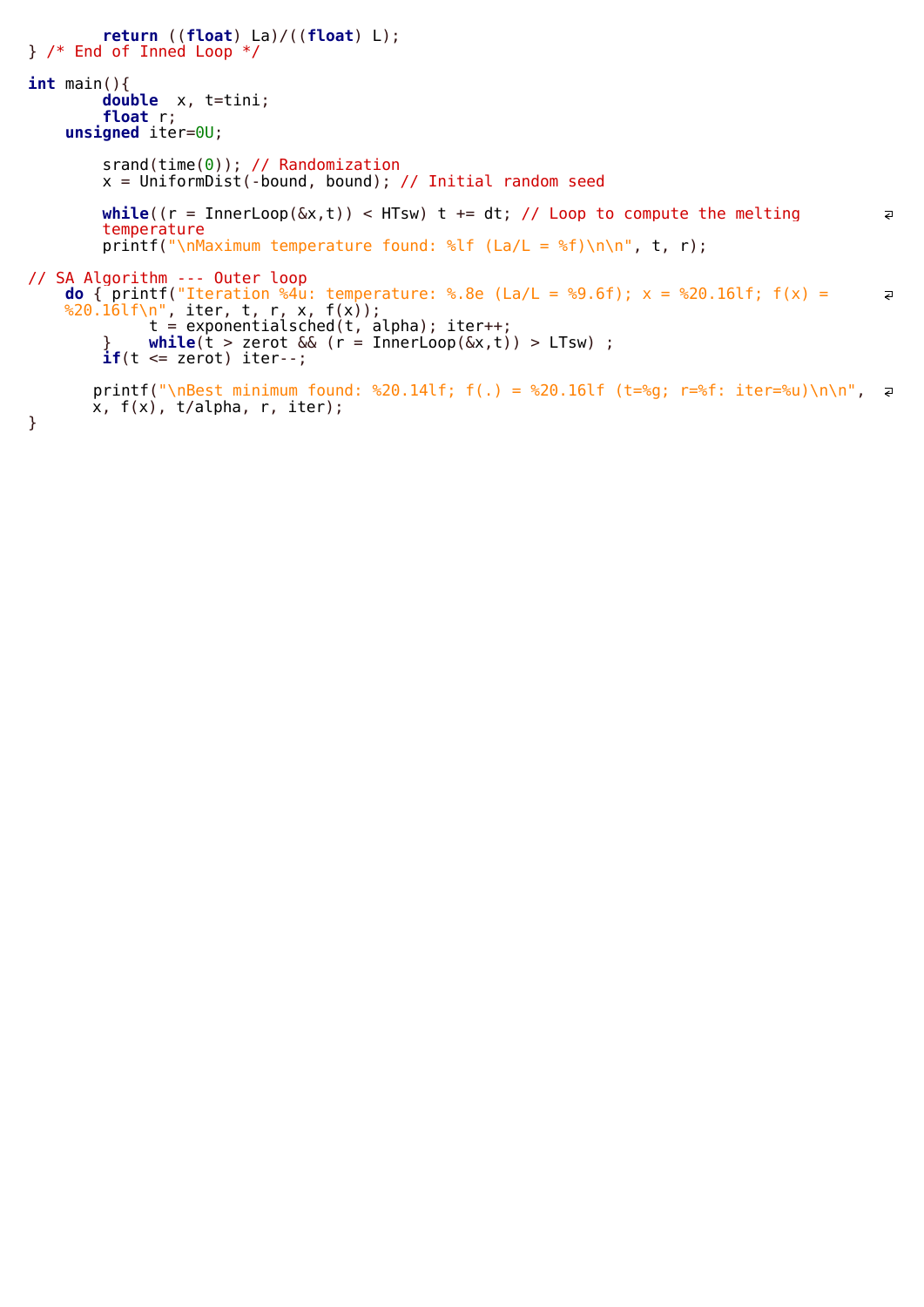```c
        return ((float) La)/((float) L);
} /* End of Inned Loop */

int main(){
        double  x, t=tini;
        float r;
    unsigned iter=0U;

        srand(time(0)); // Randomization
        x = UniformDist(-bound, bound); // Initial random seed

        while((r = InnerLoop(&x,t)) < HTsw) t += dt; // Loop to compute the melting temperature
        printf("\nMaximum temperature found: %lf (La/L = %f)\n\n", t, r);

// SA Algorithm --- Outer loop
    do { printf("Iteration %4u: temperature: %.8e (La/L = %9.6f); x = %20.16lf; f(x) = %20.16lf\n", iter, t, r, x, f(x));
             t = exponentialsched(t, alpha); iter++;
        }    while(t > zerot && (r = InnerLoop(&x,t)) > LTsw) ;
        if(t <= zerot) iter--;

       printf("\nBest minimum found: %20.14lf; f(.) = %20.16lf (t=%g; r=%f: iter=%u)\n\n",
       x, f(x), t/alpha, r, iter);
}
```